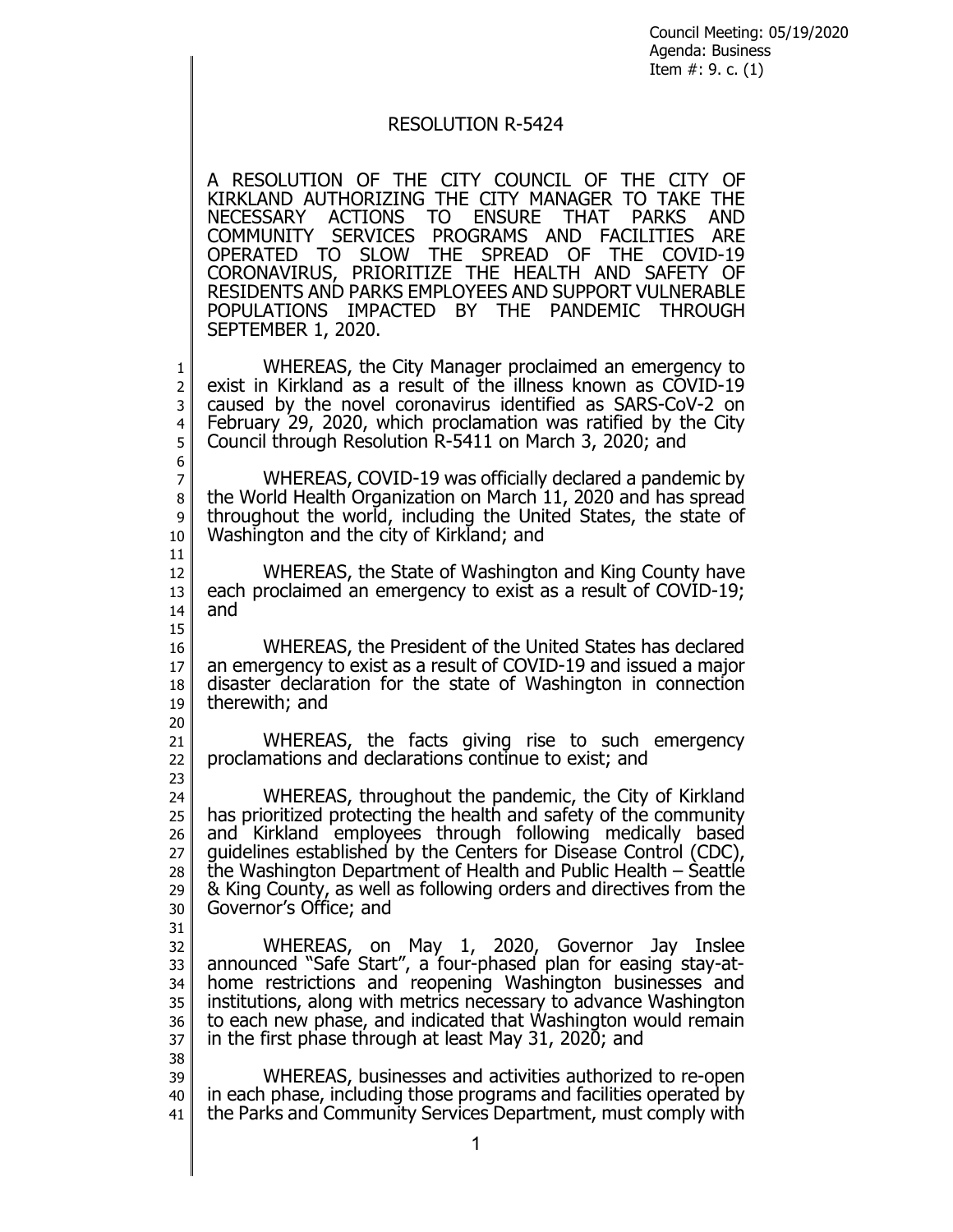Council Meeting: 05/19/2020
Agenda: Business
Item #: 9. c. (1)

# RESOLUTION R-5424

A RESOLUTION OF THE CITY COUNCIL OF THE CITY OF KIRKLAND AUTHORIZING THE CITY MANAGER TO TAKE THE NECESSARY ACTIONS TO ENSURE THAT PARKS AND COMMUNITY SERVICES PROGRAMS AND FACILITIES ARE OPERATED TO SLOW THE SPREAD OF THE COVID-19 CORONAVIRUS, PRIORITIZE THE HEALTH AND SAFETY OF RESIDENTS AND PARKS EMPLOYEES AND SUPPORT VULNERABLE POPULATIONS IMPACTED BY THE PANDEMIC THROUGH SEPTEMBER 1, 2020.

WHEREAS, the City Manager proclaimed an emergency to exist in Kirkland as a result of the illness known as COVID-19 caused by the novel coronavirus identified as SARS-CoV-2 on February 29, 2020, which proclamation was ratified by the City Council through Resolution R-5411 on March 3, 2020; and

WHEREAS, COVID-19 was officially declared a pandemic by the World Health Organization on March 11, 2020 and has spread throughout the world, including the United States, the state of Washington and the city of Kirkland; and

WHEREAS, the State of Washington and King County have each proclaimed an emergency to exist as a result of COVID-19; and

WHEREAS, the President of the United States has declared an emergency to exist as a result of COVID-19 and issued a major disaster declaration for the state of Washington in connection therewith; and

WHEREAS, the facts giving rise to such emergency proclamations and declarations continue to exist; and

WHEREAS, throughout the pandemic, the City of Kirkland has prioritized protecting the health and safety of the community and Kirkland employees through following medically based guidelines established by the Centers for Disease Control (CDC), the Washington Department of Health and Public Health – Seattle & King County, as well as following orders and directives from the Governor's Office; and

WHEREAS, on May 1, 2020, Governor Jay Inslee announced "Safe Start", a four-phased plan for easing stay-at-home restrictions and reopening Washington businesses and institutions, along with metrics necessary to advance Washington to each new phase, and indicated that Washington would remain in the first phase through at least May 31, 2020; and

WHEREAS, businesses and activities authorized to re-open in each phase, including those programs and facilities operated by the Parks and Community Services Department, must comply with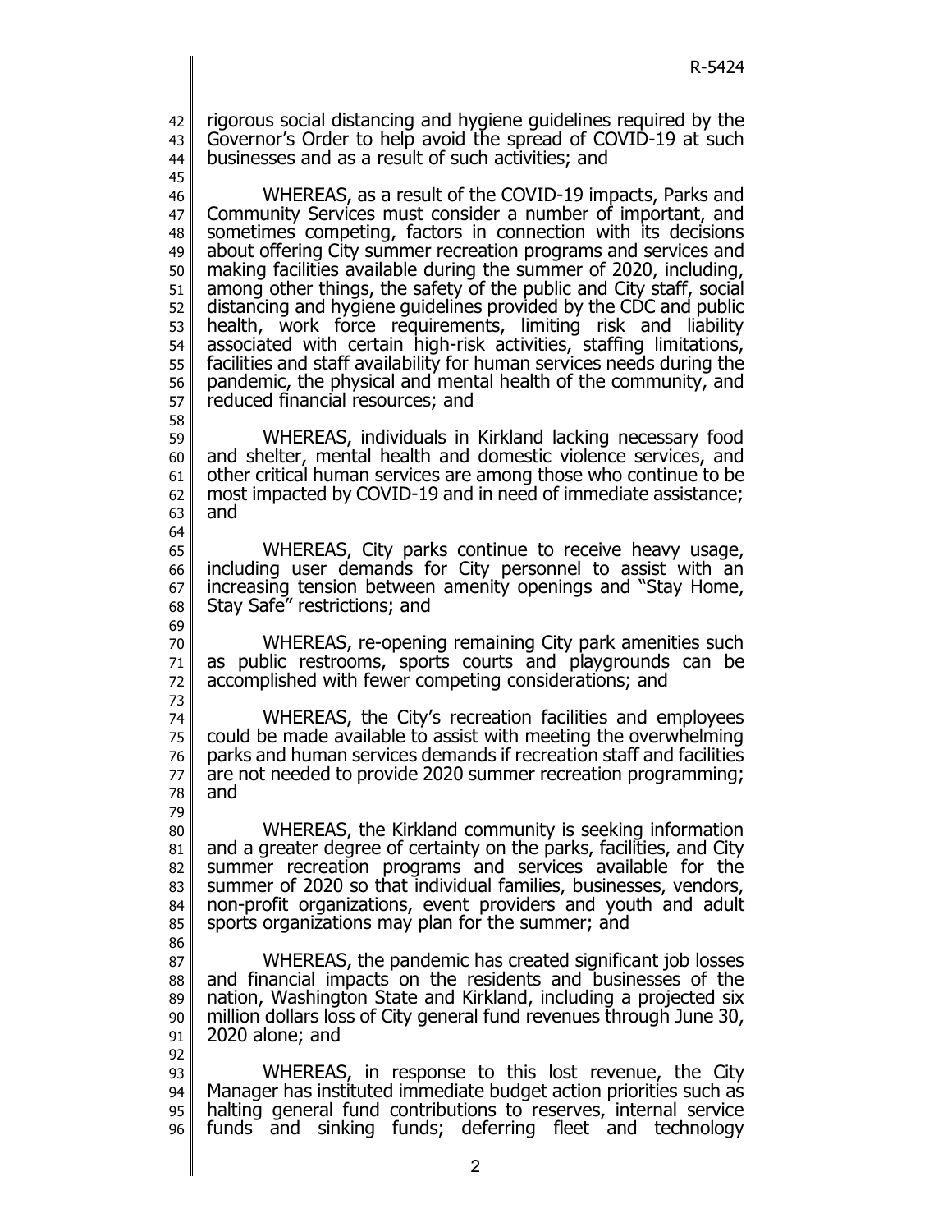rigorous social distancing and hygiene guidelines required by the Governor's Order to help avoid the spread of COVID-19 at such businesses and as a result of such activities; and

WHEREAS, as a result of the COVID-19 impacts, Parks and Community Services must consider a number of important, and sometimes competing, factors in connection with its decisions about offering City summer recreation programs and services and making facilities available during the summer of 2020, including, among other things, the safety of the public and City staff, social distancing and hygiene guidelines provided by the CDC and public health, work force requirements, limiting risk and liability associated with certain high-risk activities, staffing limitations, facilities and staff availability for human services needs during the pandemic, the physical and mental health of the community, and reduced financial resources; and

WHEREAS, individuals in Kirkland lacking necessary food and shelter, mental health and domestic violence services, and other critical human services are among those who continue to be most impacted by COVID-19 and in need of immediate assistance; and

WHEREAS, City parks continue to receive heavy usage, including user demands for City personnel to assist with an increasing tension between amenity openings and "Stay Home, Stay Safe" restrictions; and

WHEREAS, re-opening remaining City park amenities such as public restrooms, sports courts and playgrounds can be accomplished with fewer competing considerations; and

WHEREAS, the City's recreation facilities and employees could be made available to assist with meeting the overwhelming parks and human services demands if recreation staff and facilities are not needed to provide 2020 summer recreation programming; and

WHEREAS, the Kirkland community is seeking information and a greater degree of certainty on the parks, facilities, and City summer recreation programs and services available for the summer of 2020 so that individual families, businesses, vendors, non-profit organizations, event providers and youth and adult sports organizations may plan for the summer; and

WHEREAS, the pandemic has created significant job losses and financial impacts on the residents and businesses of the nation, Washington State and Kirkland, including a projected six million dollars loss of City general fund revenues through June 30, 2020 alone; and

WHEREAS, in response to this lost revenue, the City Manager has instituted immediate budget action priorities such as halting general fund contributions to reserves, internal service funds and sinking funds; deferring fleet and technology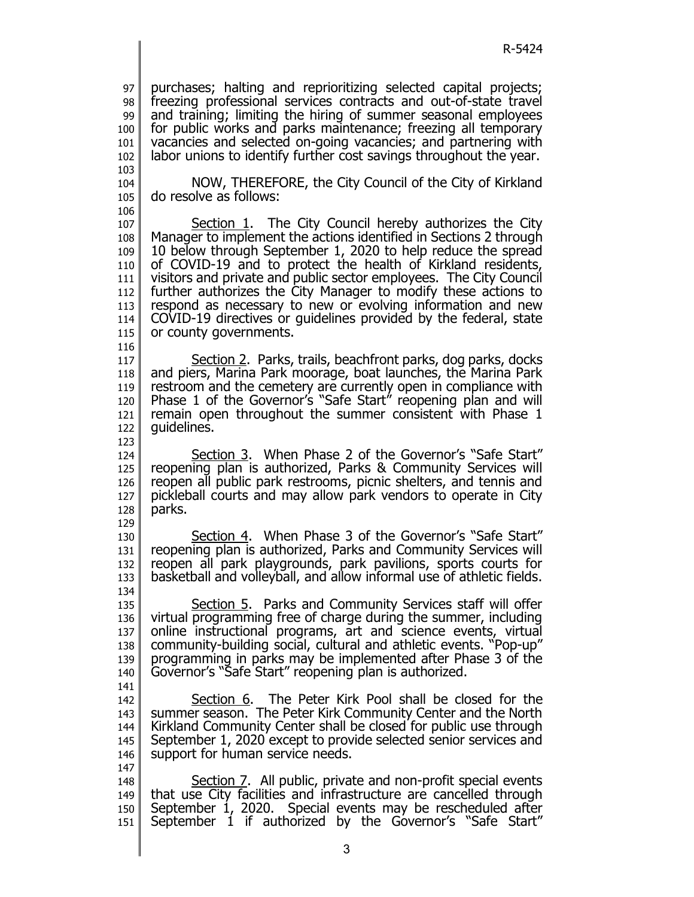purchases; halting and reprioritizing selected capital projects; freezing professional services contracts and out-of-state travel and training; limiting the hiring of summer seasonal employees for public works and parks maintenance; freezing all temporary vacancies and selected on-going vacancies; and partnering with labor unions to identify further cost savings throughout the year.

NOW, THEREFORE, the City Council of the City of Kirkland do resolve as follows:

Section 1. The City Council hereby authorizes the City Manager to implement the actions identified in Sections 2 through 10 below through September 1, 2020 to help reduce the spread of COVID-19 and to protect the health of Kirkland residents, visitors and private and public sector employees. The City Council further authorizes the City Manager to modify these actions to respond as necessary to new or evolving information and new COVID-19 directives or guidelines provided by the federal, state or county governments.

Section 2. Parks, trails, beachfront parks, dog parks, docks and piers, Marina Park moorage, boat launches, the Marina Park restroom and the cemetery are currently open in compliance with Phase 1 of the Governor's "Safe Start" reopening plan and will remain open throughout the summer consistent with Phase 1 guidelines.

Section 3. When Phase 2 of the Governor's "Safe Start" reopening plan is authorized, Parks & Community Services will reopen all public park restrooms, picnic shelters, and tennis and pickleball courts and may allow park vendors to operate in City parks.

Section 4. When Phase 3 of the Governor's "Safe Start" reopening plan is authorized, Parks and Community Services will reopen all park playgrounds, park pavilions, sports courts for basketball and volleyball, and allow informal use of athletic fields.

Section 5. Parks and Community Services staff will offer virtual programming free of charge during the summer, including online instructional programs, art and science events, virtual community-building social, cultural and athletic events. "Pop-up" programming in parks may be implemented after Phase 3 of the Governor's "Safe Start" reopening plan is authorized.

Section 6. The Peter Kirk Pool shall be closed for the summer season. The Peter Kirk Community Center and the North Kirkland Community Center shall be closed for public use through September 1, 2020 except to provide selected senior services and support for human service needs.

Section 7. All public, private and non-profit special events that use City facilities and infrastructure are cancelled through September 1, 2020. Special events may be rescheduled after September 1 if authorized by the Governor's "Safe Start"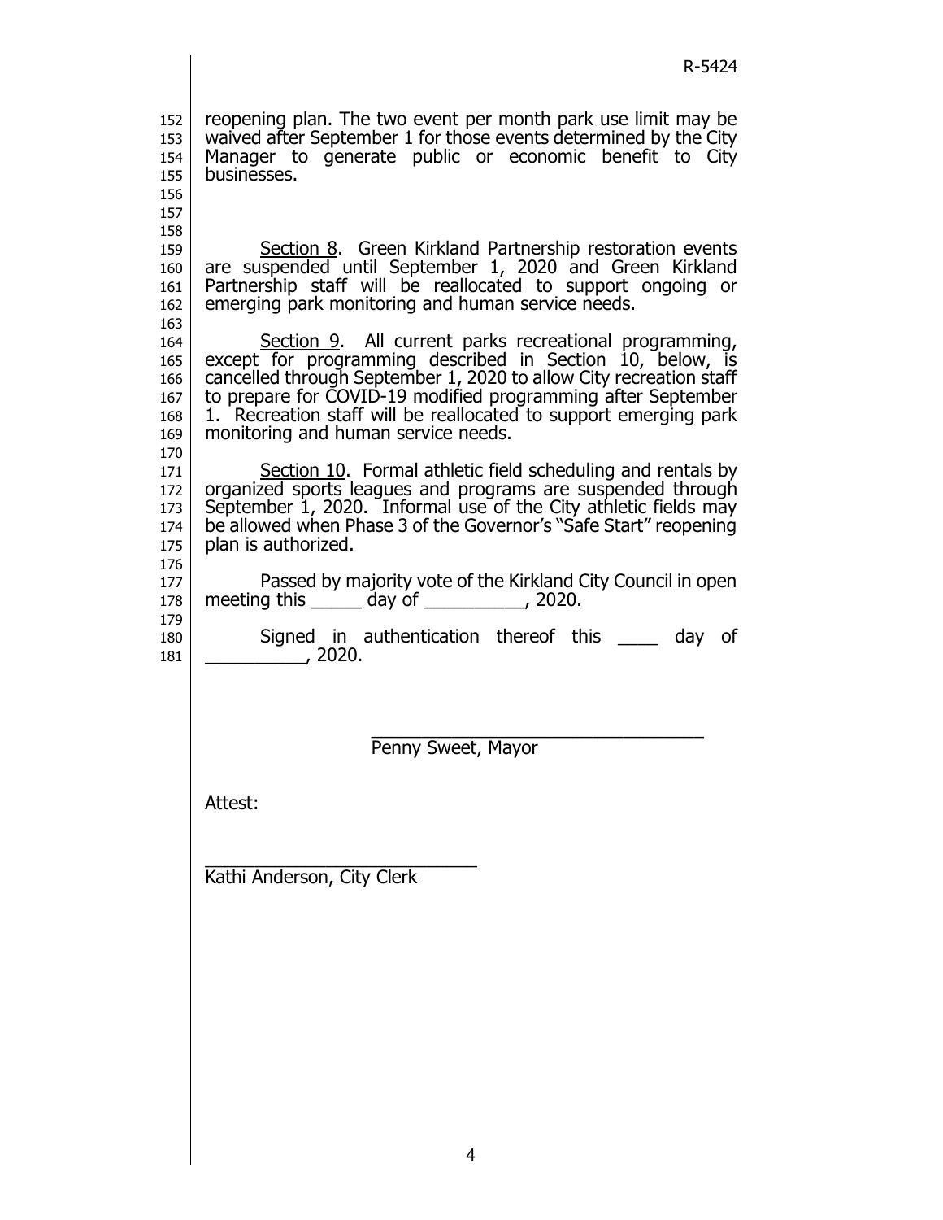reopening plan. The two event per month park use limit may be waived after September 1 for those events determined by the City Manager to generate public or economic benefit to City businesses.

Section 8. Green Kirkland Partnership restoration events are suspended until September 1, 2020 and Green Kirkland Partnership staff will be reallocated to support ongoing or emerging park monitoring and human service needs.

Section 9. All current parks recreational programming, except for programming described in Section 10, below, is cancelled through September 1, 2020 to allow City recreation staff to prepare for COVID-19 modified programming after September 1. Recreation staff will be reallocated to support emerging park monitoring and human service needs.

Section 10. Formal athletic field scheduling and rentals by organized sports leagues and programs are suspended through September 1, 2020. Informal use of the City athletic fields may be allowed when Phase 3 of the Governor's "Safe Start" reopening plan is authorized.

Passed by majority vote of the Kirkland City Council in open meeting this _____ day of __________, 2020.

Signed in authentication thereof this ____ day of __________, 2020.

________________________________
Penny Sweet, Mayor

Attest:

___________________________
Kathi Anderson, City Clerk